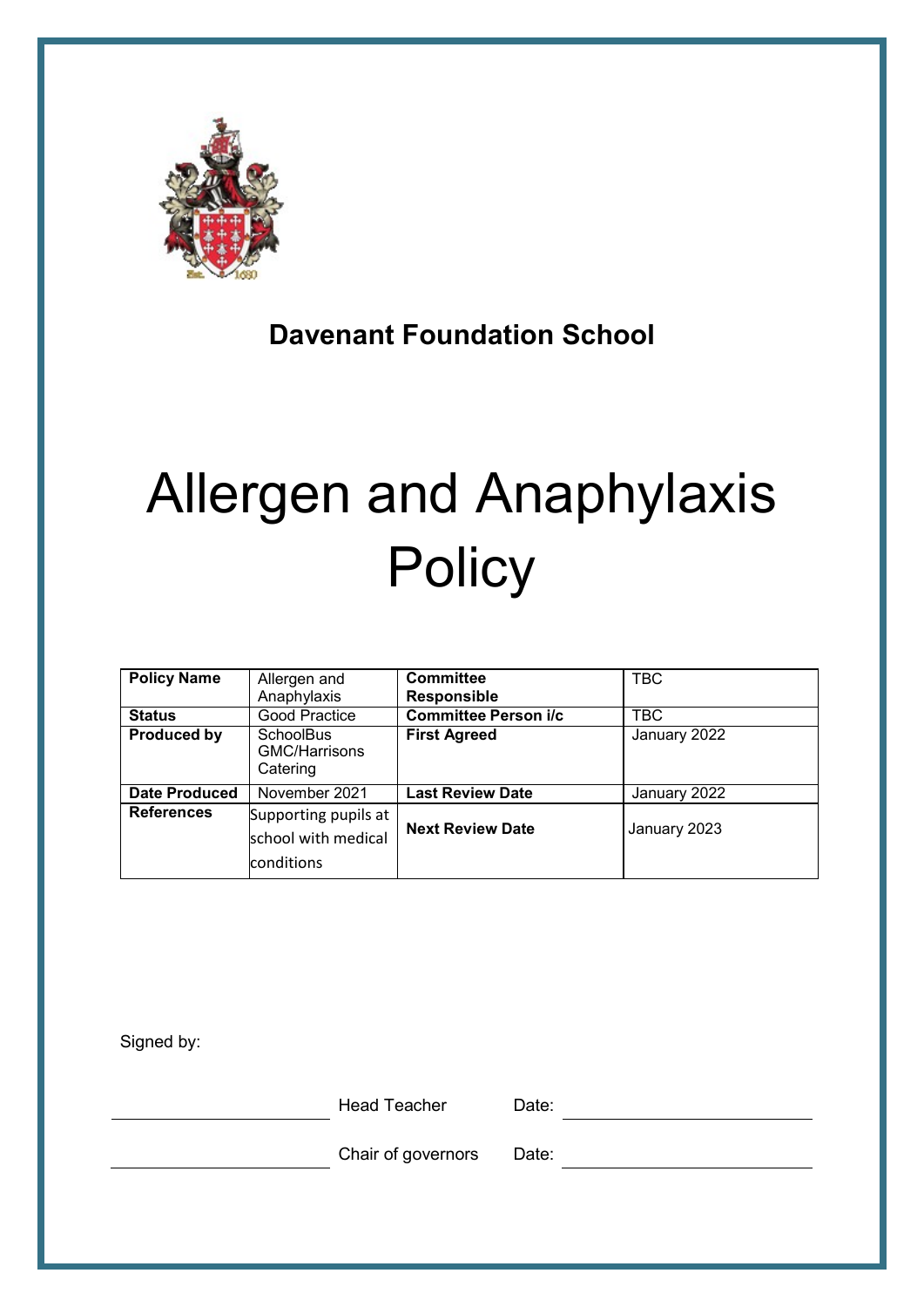# Davenant Foundation School

# Allergen and Anaphylaxis Policy

| Policy Name | Allergen and Anaphylaxis | Committee Responsible | TBC |
|---|---|---|---|
| Status | Good Practice | Committee Person i/c | TBC |
| Produced by | SchoolBus GMC/Harrisons Catering | First Agreed | January 2022 |
| Date Produced | November 2021 | Last Review Date | January 2022 |
| References | Supporting pupils at school with medical conditions | Next Review Date | January 2023 |

Signed by:

______________________ Head Teacher Date: ______________________

______________________ Chair of governors Date: ______________________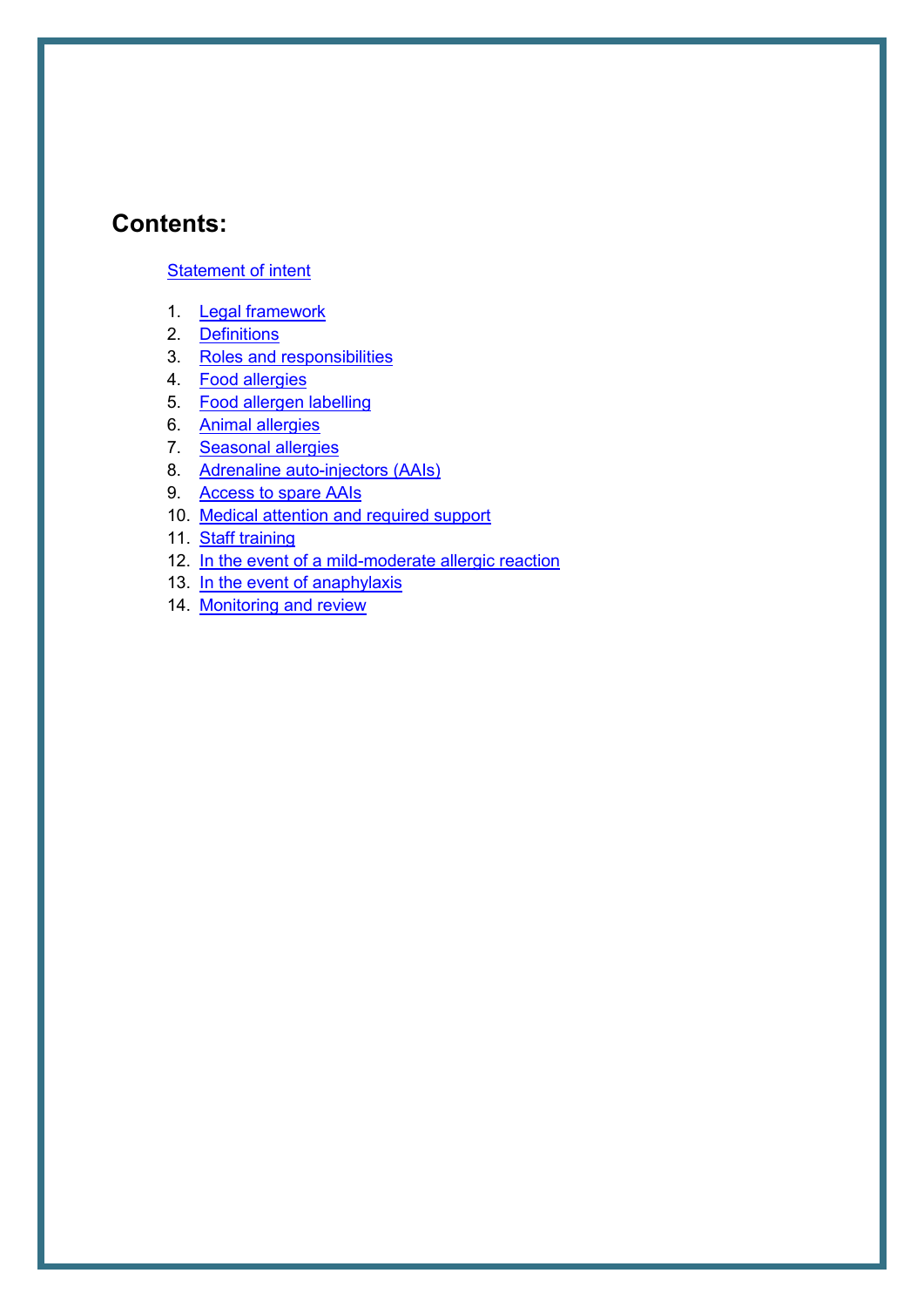## Contents:

[Statement of intent]

1. [Legal framework]
2. [Definitions]
3. [Roles and responsibilities]
4. [Food allergies]
5. [Food allergen labelling]
6. [Animal allergies]
7. [Seasonal allergies]
8. [Adrenaline auto-injectors (AAIs)]
9. [Access to spare AAIs]
10. [Medical attention and required support]
11. [Staff training]
12. [In the event of a mild-moderate allergic reaction]
13. [In the event of anaphylaxis]
14. [Monitoring and review]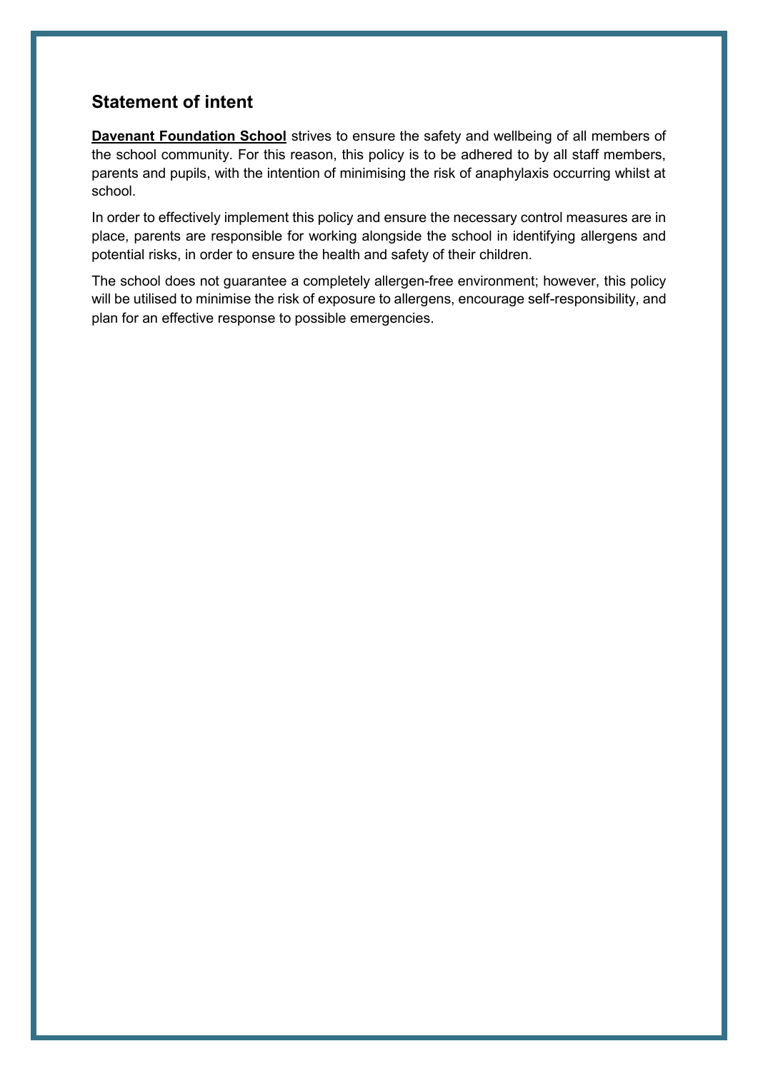## Statement of intent

**Davenant Foundation School** strives to ensure the safety and wellbeing of all members of the school community. For this reason, this policy is to be adhered to by all staff members, parents and pupils, with the intention of minimising the risk of anaphylaxis occurring whilst at school.

In order to effectively implement this policy and ensure the necessary control measures are in place, parents are responsible for working alongside the school in identifying allergens and potential risks, in order to ensure the health and safety of their children.

The school does not guarantee a completely allergen-free environment; however, this policy will be utilised to minimise the risk of exposure to allergens, encourage self-responsibility, and plan for an effective response to possible emergencies.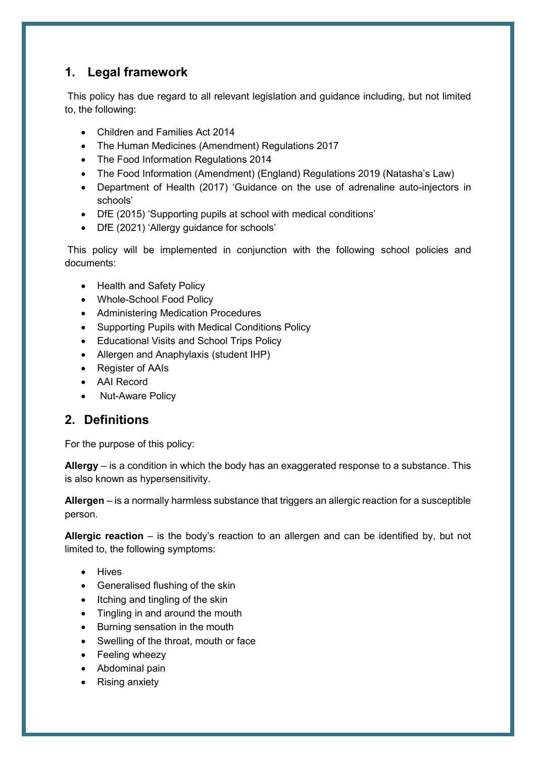## 1. Legal framework

This policy has due regard to all relevant legislation and guidance including, but not limited to, the following:

- Children and Families Act 2014
- The Human Medicines (Amendment) Regulations 2017
- The Food Information Regulations 2014
- The Food Information (Amendment) (England) Regulations 2019 (Natasha's Law)
- Department of Health (2017) 'Guidance on the use of adrenaline auto-injectors in schools'
- DfE (2015) 'Supporting pupils at school with medical conditions'
- DfE (2021) 'Allergy guidance for schools'

This policy will be implemented in conjunction with the following school policies and documents:

- Health and Safety Policy
- Whole-School Food Policy
- Administering Medication Procedures
- Supporting Pupils with Medical Conditions Policy
- Educational Visits and School Trips Policy
- Allergen and Anaphylaxis (student IHP)
- Register of AAIs
- AAI Record
- Nut-Aware Policy

## 2. Definitions

For the purpose of this policy:

**Allergy** – is a condition in which the body has an exaggerated response to a substance. This is also known as hypersensitivity.

**Allergen** – is a normally harmless substance that triggers an allergic reaction for a susceptible person.

**Allergic reaction** – is the body's reaction to an allergen and can be identified by, but not limited to, the following symptoms:

- Hives
- Generalised flushing of the skin
- Itching and tingling of the skin
- Tingling in and around the mouth
- Burning sensation in the mouth
- Swelling of the throat, mouth or face
- Feeling wheezy
- Abdominal pain
- Rising anxiety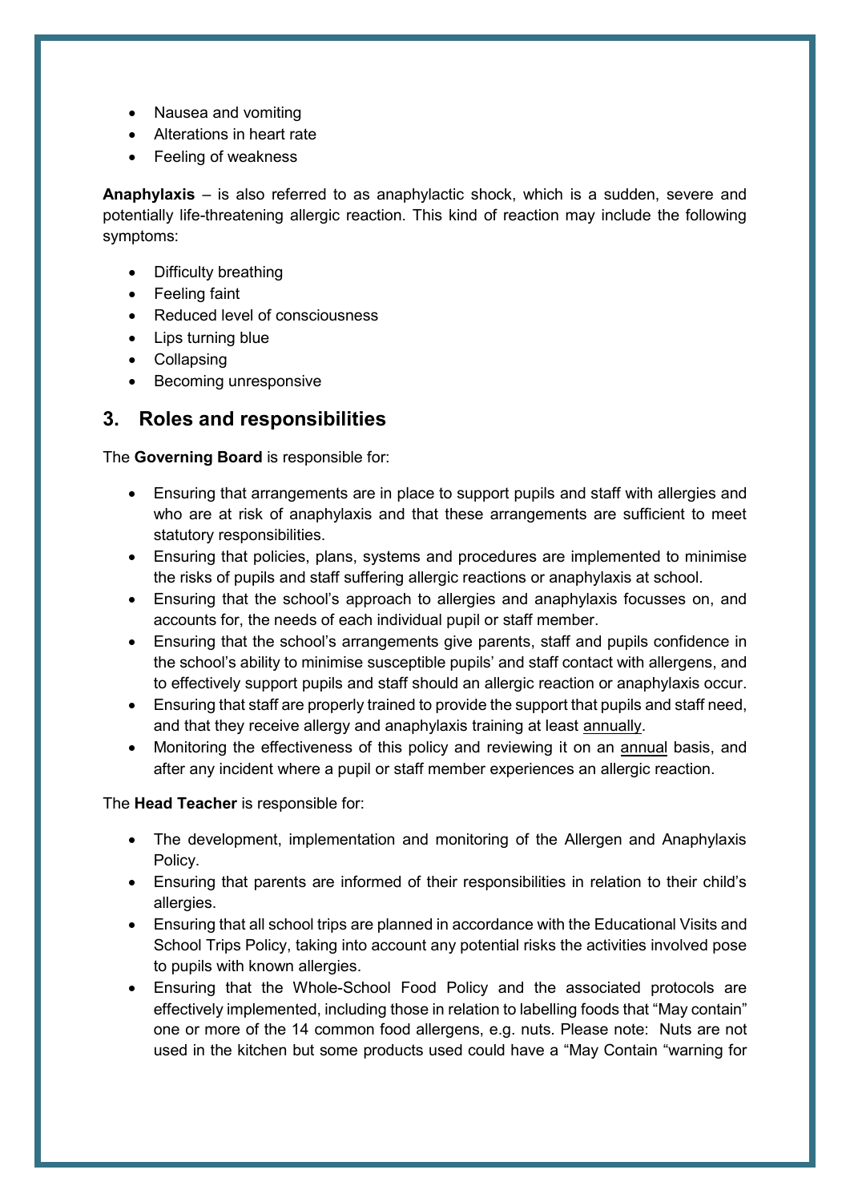- Nausea and vomiting
- Alterations in heart rate
- Feeling of weakness

**Anaphylaxis** – is also referred to as anaphylactic shock, which is a sudden, severe and potentially life-threatening allergic reaction. This kind of reaction may include the following symptoms:

- Difficulty breathing
- Feeling faint
- Reduced level of consciousness
- Lips turning blue
- Collapsing
- Becoming unresponsive

## 3. Roles and responsibilities

The **Governing Board** is responsible for:

- Ensuring that arrangements are in place to support pupils and staff with allergies and who are at risk of anaphylaxis and that these arrangements are sufficient to meet statutory responsibilities.
- Ensuring that policies, plans, systems and procedures are implemented to minimise the risks of pupils and staff suffering allergic reactions or anaphylaxis at school.
- Ensuring that the school's approach to allergies and anaphylaxis focusses on, and accounts for, the needs of each individual pupil or staff member.
- Ensuring that the school's arrangements give parents, staff and pupils confidence in the school's ability to minimise susceptible pupils' and staff contact with allergens, and to effectively support pupils and staff should an allergic reaction or anaphylaxis occur.
- Ensuring that staff are properly trained to provide the support that pupils and staff need, and that they receive allergy and anaphylaxis training at least annually.
- Monitoring the effectiveness of this policy and reviewing it on an annual basis, and after any incident where a pupil or staff member experiences an allergic reaction.

The **Head Teacher** is responsible for:

- The development, implementation and monitoring of the Allergen and Anaphylaxis Policy.
- Ensuring that parents are informed of their responsibilities in relation to their child's allergies.
- Ensuring that all school trips are planned in accordance with the Educational Visits and School Trips Policy, taking into account any potential risks the activities involved pose to pupils with known allergies.
- Ensuring that the Whole-School Food Policy and the associated protocols are effectively implemented, including those in relation to labelling foods that "May contain" one or more of the 14 common food allergens, e.g. nuts. Please note: Nuts are not used in the kitchen but some products used could have a "May Contain "warning for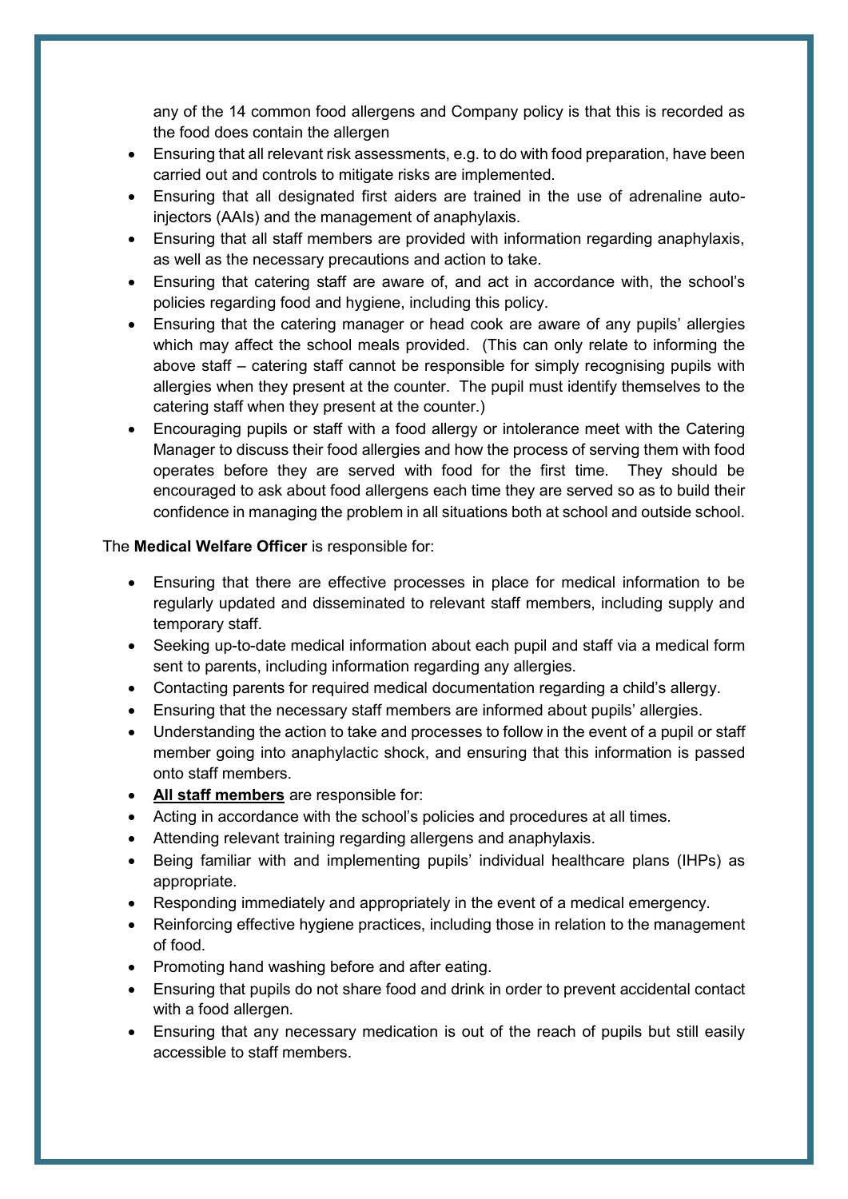any of the 14 common food allergens and Company policy is that this is recorded as the food does contain the allergen

- Ensuring that all relevant risk assessments, e.g. to do with food preparation, have been carried out and controls to mitigate risks are implemented.
- Ensuring that all designated first aiders are trained in the use of adrenaline auto-injectors (AAIs) and the management of anaphylaxis.
- Ensuring that all staff members are provided with information regarding anaphylaxis, as well as the necessary precautions and action to take.
- Ensuring that catering staff are aware of, and act in accordance with, the school's policies regarding food and hygiene, including this policy.
- Ensuring that the catering manager or head cook are aware of any pupils' allergies which may affect the school meals provided. (This can only relate to informing the above staff – catering staff cannot be responsible for simply recognising pupils with allergies when they present at the counter. The pupil must identify themselves to the catering staff when they present at the counter.)
- Encouraging pupils or staff with a food allergy or intolerance meet with the Catering Manager to discuss their food allergies and how the process of serving them with food operates before they are served with food for the first time. They should be encouraged to ask about food allergens each time they are served so as to build their confidence in managing the problem in all situations both at school and outside school.

The **Medical Welfare Officer** is responsible for:

- Ensuring that there are effective processes in place for medical information to be regularly updated and disseminated to relevant staff members, including supply and temporary staff.
- Seeking up-to-date medical information about each pupil and staff via a medical form sent to parents, including information regarding any allergies.
- Contacting parents for required medical documentation regarding a child's allergy.
- Ensuring that the necessary staff members are informed about pupils' allergies.
- Understanding the action to take and processes to follow in the event of a pupil or staff member going into anaphylactic shock, and ensuring that this information is passed onto staff members.
- **<u>All staff members</u>** are responsible for:
- Acting in accordance with the school's policies and procedures at all times.
- Attending relevant training regarding allergens and anaphylaxis.
- Being familiar with and implementing pupils' individual healthcare plans (IHPs) as appropriate.
- Responding immediately and appropriately in the event of a medical emergency.
- Reinforcing effective hygiene practices, including those in relation to the management of food.
- Promoting hand washing before and after eating.
- Ensuring that pupils do not share food and drink in order to prevent accidental contact with a food allergen.
- Ensuring that any necessary medication is out of the reach of pupils but still easily accessible to staff members.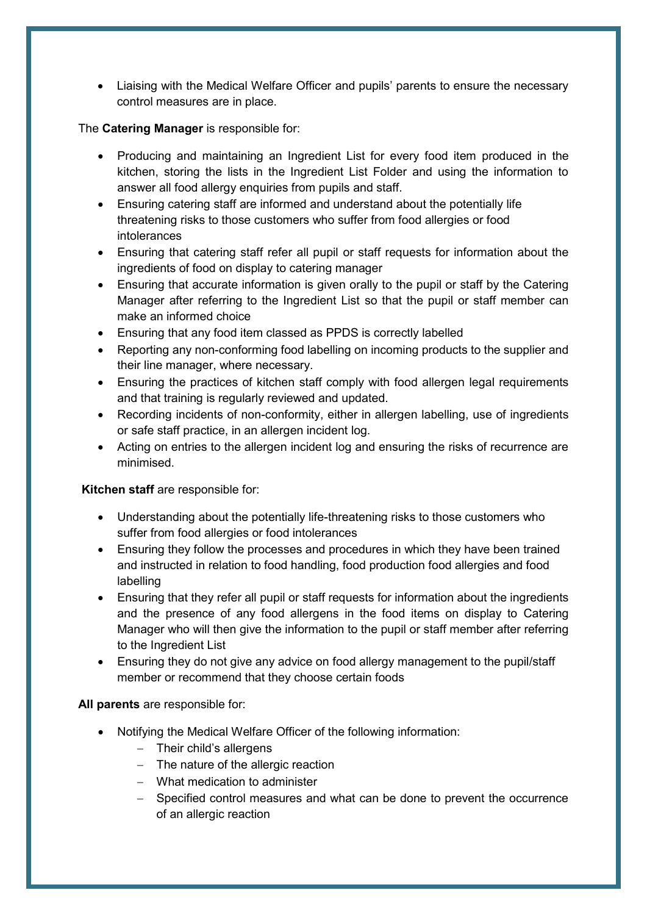- Liaising with the Medical Welfare Officer and pupils' parents to ensure the necessary control measures are in place.

The **Catering Manager** is responsible for:

- Producing and maintaining an Ingredient List for every food item produced in the kitchen, storing the lists in the Ingredient List Folder and using the information to answer all food allergy enquiries from pupils and staff.
- Ensuring catering staff are informed and understand about the potentially life threatening risks to those customers who suffer from food allergies or food intolerances
- Ensuring that catering staff refer all pupil or staff requests for information about the ingredients of food on display to catering manager
- Ensuring that accurate information is given orally to the pupil or staff by the Catering Manager after referring to the Ingredient List so that the pupil or staff member can make an informed choice
- Ensuring that any food item classed as PPDS is correctly labelled
- Reporting any non-conforming food labelling on incoming products to the supplier and their line manager, where necessary.
- Ensuring the practices of kitchen staff comply with food allergen legal requirements and that training is regularly reviewed and updated.
- Recording incidents of non-conformity, either in allergen labelling, use of ingredients or safe staff practice, in an allergen incident log.
- Acting on entries to the allergen incident log and ensuring the risks of recurrence are minimised.

**Kitchen staff** are responsible for:

- Understanding about the potentially life-threatening risks to those customers who suffer from food allergies or food intolerances
- Ensuring they follow the processes and procedures in which they have been trained and instructed in relation to food handling, food production food allergies and food labelling
- Ensuring that they refer all pupil or staff requests for information about the ingredients and the presence of any food allergens in the food items on display to Catering Manager who will then give the information to the pupil or staff member after referring to the Ingredient List
- Ensuring they do not give any advice on food allergy management to the pupil/staff member or recommend that they choose certain foods

**All parents** are responsible for:

- Notifying the Medical Welfare Officer of the following information:
  - Their child's allergens
  - The nature of the allergic reaction
  - What medication to administer
  - Specified control measures and what can be done to prevent the occurrence of an allergic reaction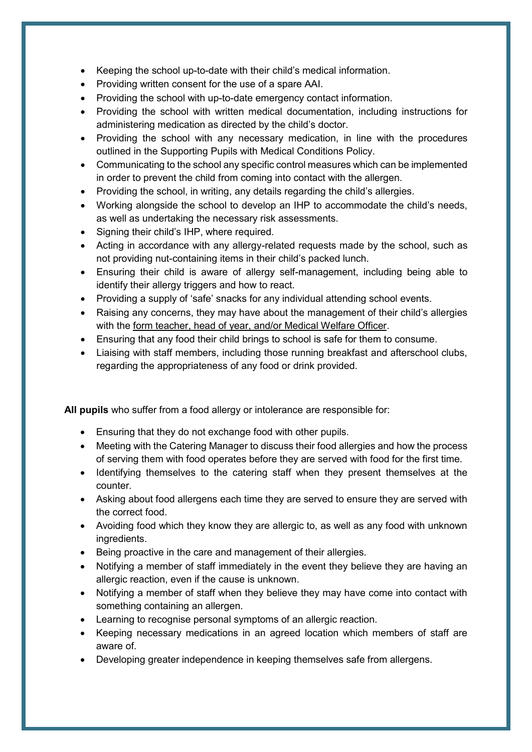- Keeping the school up-to-date with their child's medical information.
- Providing written consent for the use of a spare AAI.
- Providing the school with up-to-date emergency contact information.
- Providing the school with written medical documentation, including instructions for administering medication as directed by the child's doctor.
- Providing the school with any necessary medication, in line with the procedures outlined in the Supporting Pupils with Medical Conditions Policy.
- Communicating to the school any specific control measures which can be implemented in order to prevent the child from coming into contact with the allergen.
- Providing the school, in writing, any details regarding the child's allergies.
- Working alongside the school to develop an IHP to accommodate the child's needs, as well as undertaking the necessary risk assessments.
- Signing their child's IHP, where required.
- Acting in accordance with any allergy-related requests made by the school, such as not providing nut-containing items in their child's packed lunch.
- Ensuring their child is aware of allergy self-management, including being able to identify their allergy triggers and how to react.
- Providing a supply of 'safe' snacks for any individual attending school events.
- Raising any concerns, they may have about the management of their child's allergies with the form teacher, head of year, and/or Medical Welfare Officer.
- Ensuring that any food their child brings to school is safe for them to consume.
- Liaising with staff members, including those running breakfast and afterschool clubs, regarding the appropriateness of any food or drink provided.

**All pupils** who suffer from a food allergy or intolerance are responsible for:

- Ensuring that they do not exchange food with other pupils.
- Meeting with the Catering Manager to discuss their food allergies and how the process of serving them with food operates before they are served with food for the first time.
- Identifying themselves to the catering staff when they present themselves at the counter.
- Asking about food allergens each time they are served to ensure they are served with the correct food.
- Avoiding food which they know they are allergic to, as well as any food with unknown ingredients.
- Being proactive in the care and management of their allergies.
- Notifying a member of staff immediately in the event they believe they are having an allergic reaction, even if the cause is unknown.
- Notifying a member of staff when they believe they may have come into contact with something containing an allergen.
- Learning to recognise personal symptoms of an allergic reaction.
- Keeping necessary medications in an agreed location which members of staff are aware of.
- Developing greater independence in keeping themselves safe from allergens.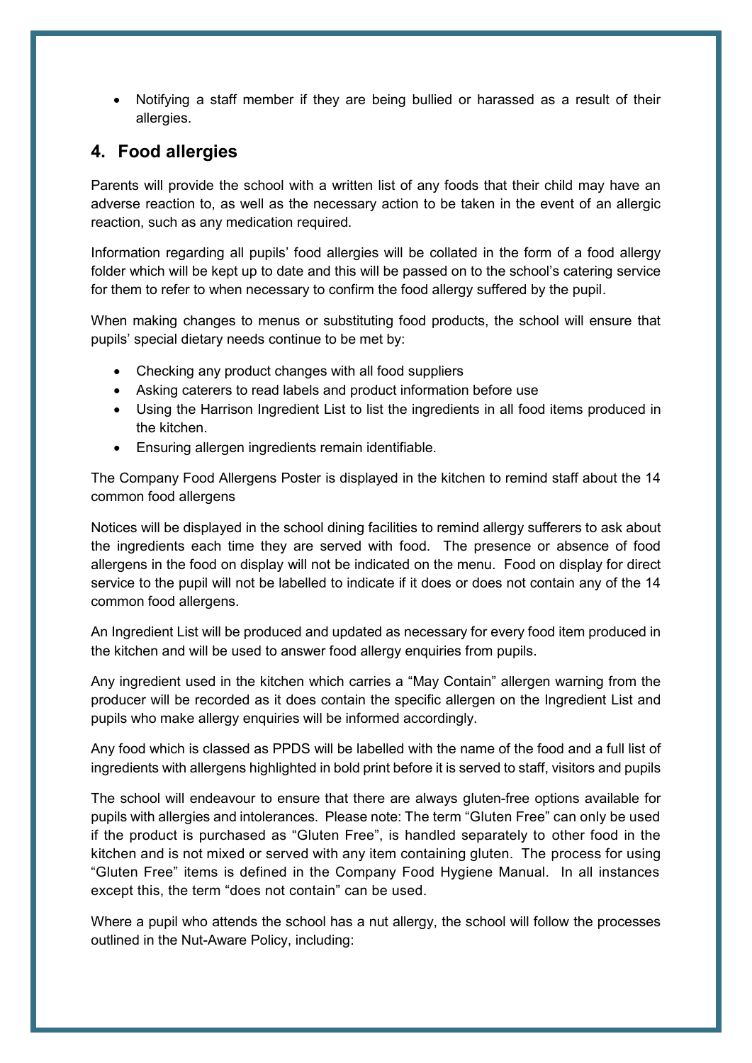- Notifying a staff member if they are being bullied or harassed as a result of their allergies.

## 4. Food allergies

Parents will provide the school with a written list of any foods that their child may have an adverse reaction to, as well as the necessary action to be taken in the event of an allergic reaction, such as any medication required.

Information regarding all pupils' food allergies will be collated in the form of a food allergy folder which will be kept up to date and this will be passed on to the school's catering service for them to refer to when necessary to confirm the food allergy suffered by the pupil.

When making changes to menus or substituting food products, the school will ensure that pupils' special dietary needs continue to be met by:

- Checking any product changes with all food suppliers
- Asking caterers to read labels and product information before use
- Using the Harrison Ingredient List to list the ingredients in all food items produced in the kitchen.
- Ensuring allergen ingredients remain identifiable.

The Company Food Allergens Poster is displayed in the kitchen to remind staff about the 14 common food allergens

Notices will be displayed in the school dining facilities to remind allergy sufferers to ask about the ingredients each time they are served with food. The presence or absence of food allergens in the food on display will not be indicated on the menu. Food on display for direct service to the pupil will not be labelled to indicate if it does or does not contain any of the 14 common food allergens.

An Ingredient List will be produced and updated as necessary for every food item produced in the kitchen and will be used to answer food allergy enquiries from pupils.

Any ingredient used in the kitchen which carries a "May Contain" allergen warning from the producer will be recorded as it does contain the specific allergen on the Ingredient List and pupils who make allergy enquiries will be informed accordingly.

Any food which is classed as PPDS will be labelled with the name of the food and a full list of ingredients with allergens highlighted in bold print before it is served to staff, visitors and pupils

The school will endeavour to ensure that there are always gluten-free options available for pupils with allergies and intolerances. Please note: The term "Gluten Free" can only be used if the product is purchased as "Gluten Free", is handled separately to other food in the kitchen and is not mixed or served with any item containing gluten. The process for using "Gluten Free" items is defined in the Company Food Hygiene Manual. In all instances except this, the term "does not contain" can be used.

Where a pupil who attends the school has a nut allergy, the school will follow the processes outlined in the Nut-Aware Policy, including: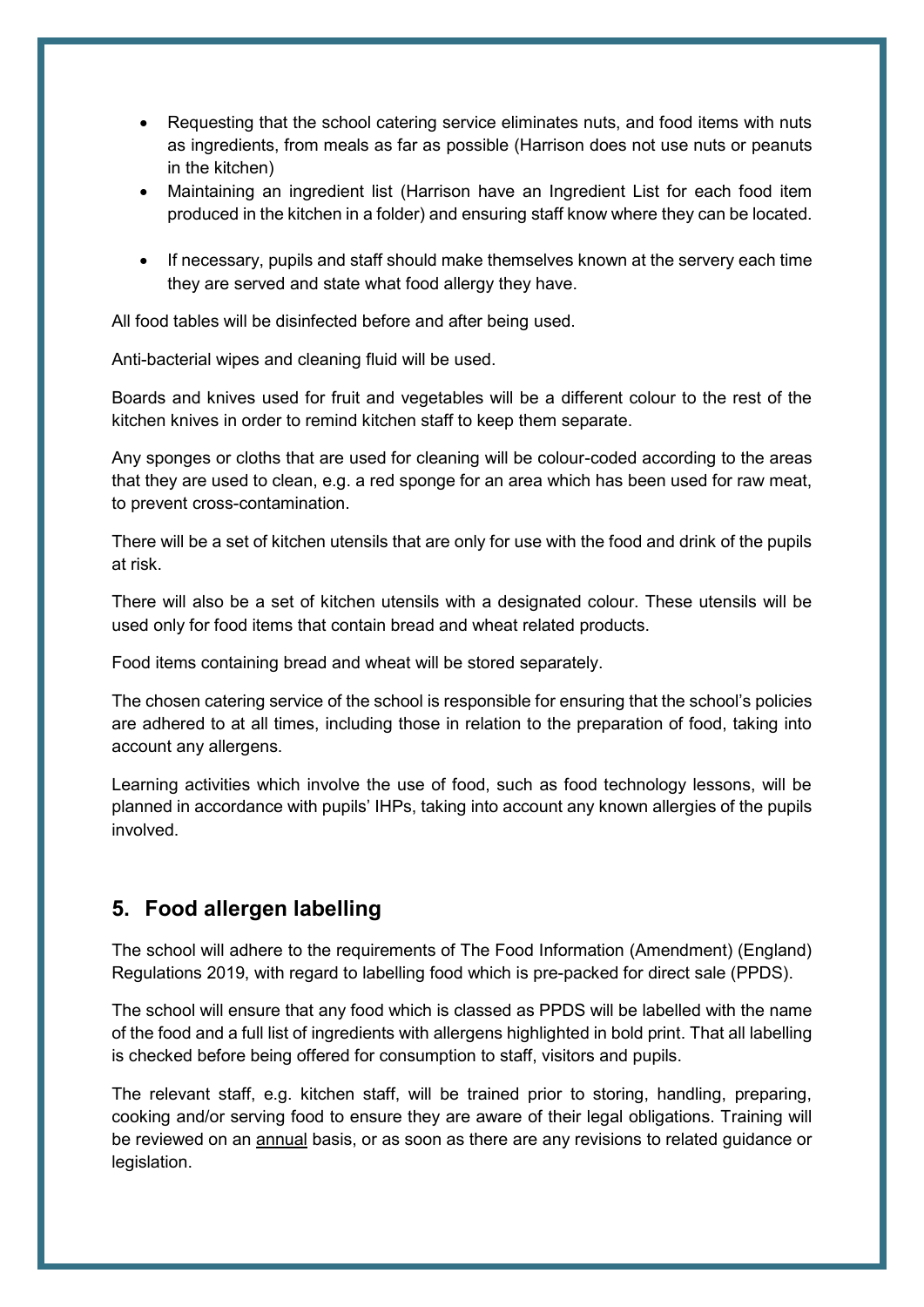- Requesting that the school catering service eliminates nuts, and food items with nuts as ingredients, from meals as far as possible (Harrison does not use nuts or peanuts in the kitchen)
- Maintaining an ingredient list (Harrison have an Ingredient List for each food item produced in the kitchen in a folder) and ensuring staff know where they can be located.
- If necessary, pupils and staff should make themselves known at the servery each time they are served and state what food allergy they have.

All food tables will be disinfected before and after being used.

Anti-bacterial wipes and cleaning fluid will be used.

Boards and knives used for fruit and vegetables will be a different colour to the rest of the kitchen knives in order to remind kitchen staff to keep them separate.

Any sponges or cloths that are used for cleaning will be colour-coded according to the areas that they are used to clean, e.g. a red sponge for an area which has been used for raw meat, to prevent cross-contamination.

There will be a set of kitchen utensils that are only for use with the food and drink of the pupils at risk.

There will also be a set of kitchen utensils with a designated colour. These utensils will be used only for food items that contain bread and wheat related products.

Food items containing bread and wheat will be stored separately.

The chosen catering service of the school is responsible for ensuring that the school's policies are adhered to at all times, including those in relation to the preparation of food, taking into account any allergens.

Learning activities which involve the use of food, such as food technology lessons, will be planned in accordance with pupils' IHPs, taking into account any known allergies of the pupils involved.

## 5. Food allergen labelling

The school will adhere to the requirements of The Food Information (Amendment) (England) Regulations 2019, with regard to labelling food which is pre-packed for direct sale (PPDS).

The school will ensure that any food which is classed as PPDS will be labelled with the name of the food and a full list of ingredients with allergens highlighted in bold print. That all labelling is checked before being offered for consumption to staff, visitors and pupils.

The relevant staff, e.g. kitchen staff, will be trained prior to storing, handling, preparing, cooking and/or serving food to ensure they are aware of their legal obligations. Training will be reviewed on an annual basis, or as soon as there are any revisions to related guidance or legislation.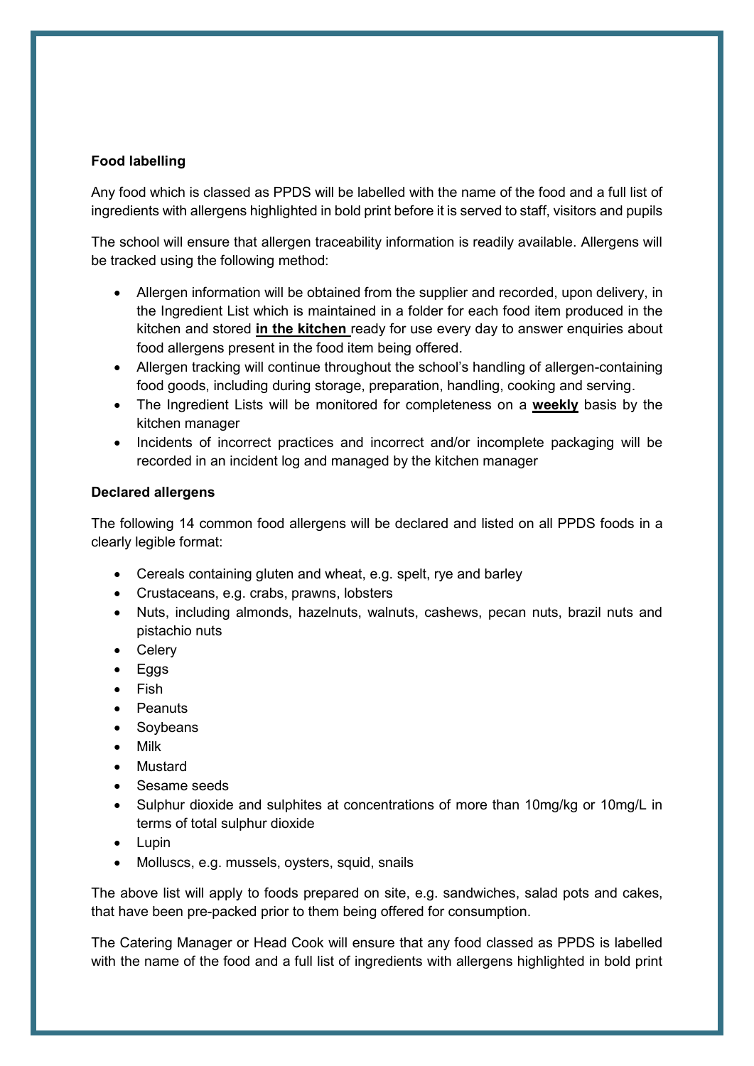**Food labelling**

Any food which is classed as PPDS will be labelled with the name of the food and a full list of ingredients with allergens highlighted in bold print before it is served to staff, visitors and pupils

The school will ensure that allergen traceability information is readily available. Allergens will be tracked using the following method:

- Allergen information will be obtained from the supplier and recorded, upon delivery, in the Ingredient List which is maintained in a folder for each food item produced in the kitchen and stored **<u>in the kitchen</u>** ready for use every day to answer enquiries about food allergens present in the food item being offered.
- Allergen tracking will continue throughout the school's handling of allergen-containing food goods, including during storage, preparation, handling, cooking and serving.
- The Ingredient Lists will be monitored for completeness on a **<u>weekly</u>** basis by the kitchen manager
- Incidents of incorrect practices and incorrect and/or incomplete packaging will be recorded in an incident log and managed by the kitchen manager

**Declared allergens**

The following 14 common food allergens will be declared and listed on all PPDS foods in a clearly legible format:

- Cereals containing gluten and wheat, e.g. spelt, rye and barley
- Crustaceans, e.g. crabs, prawns, lobsters
- Nuts, including almonds, hazelnuts, walnuts, cashews, pecan nuts, brazil nuts and pistachio nuts
- Celery
- Eggs
- Fish
- Peanuts
- Soybeans
- Milk
- Mustard
- Sesame seeds
- Sulphur dioxide and sulphites at concentrations of more than 10mg/kg or 10mg/L in terms of total sulphur dioxide
- Lupin
- Molluscs, e.g. mussels, oysters, squid, snails

The above list will apply to foods prepared on site, e.g. sandwiches, salad pots and cakes, that have been pre-packed prior to them being offered for consumption.

The Catering Manager or Head Cook will ensure that any food classed as PPDS is labelled with the name of the food and a full list of ingredients with allergens highlighted in bold print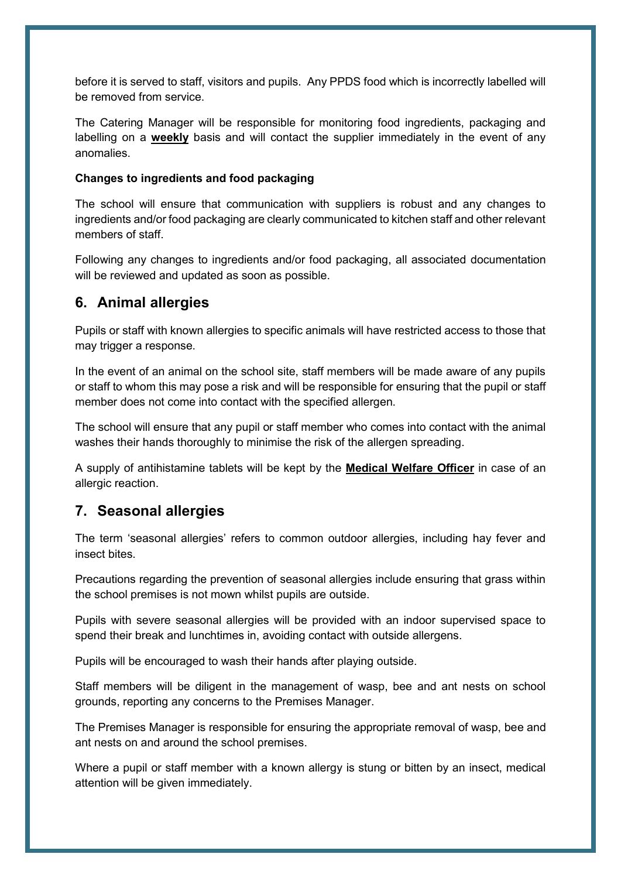before it is served to staff, visitors and pupils. Any PPDS food which is incorrectly labelled will be removed from service.

The Catering Manager will be responsible for monitoring food ingredients, packaging and labelling on a **weekly** basis and will contact the supplier immediately in the event of any anomalies.

**Changes to ingredients and food packaging**

The school will ensure that communication with suppliers is robust and any changes to ingredients and/or food packaging are clearly communicated to kitchen staff and other relevant members of staff.

Following any changes to ingredients and/or food packaging, all associated documentation will be reviewed and updated as soon as possible.

## 6. Animal allergies

Pupils or staff with known allergies to specific animals will have restricted access to those that may trigger a response.

In the event of an animal on the school site, staff members will be made aware of any pupils or staff to whom this may pose a risk and will be responsible for ensuring that the pupil or staff member does not come into contact with the specified allergen.

The school will ensure that any pupil or staff member who comes into contact with the animal washes their hands thoroughly to minimise the risk of the allergen spreading.

A supply of antihistamine tablets will be kept by the **Medical Welfare Officer** in case of an allergic reaction.

## 7. Seasonal allergies

The term 'seasonal allergies' refers to common outdoor allergies, including hay fever and insect bites.

Precautions regarding the prevention of seasonal allergies include ensuring that grass within the school premises is not mown whilst pupils are outside.

Pupils with severe seasonal allergies will be provided with an indoor supervised space to spend their break and lunchtimes in, avoiding contact with outside allergens.

Pupils will be encouraged to wash their hands after playing outside.

Staff members will be diligent in the management of wasp, bee and ant nests on school grounds, reporting any concerns to the Premises Manager.

The Premises Manager is responsible for ensuring the appropriate removal of wasp, bee and ant nests on and around the school premises.

Where a pupil or staff member with a known allergy is stung or bitten by an insect, medical attention will be given immediately.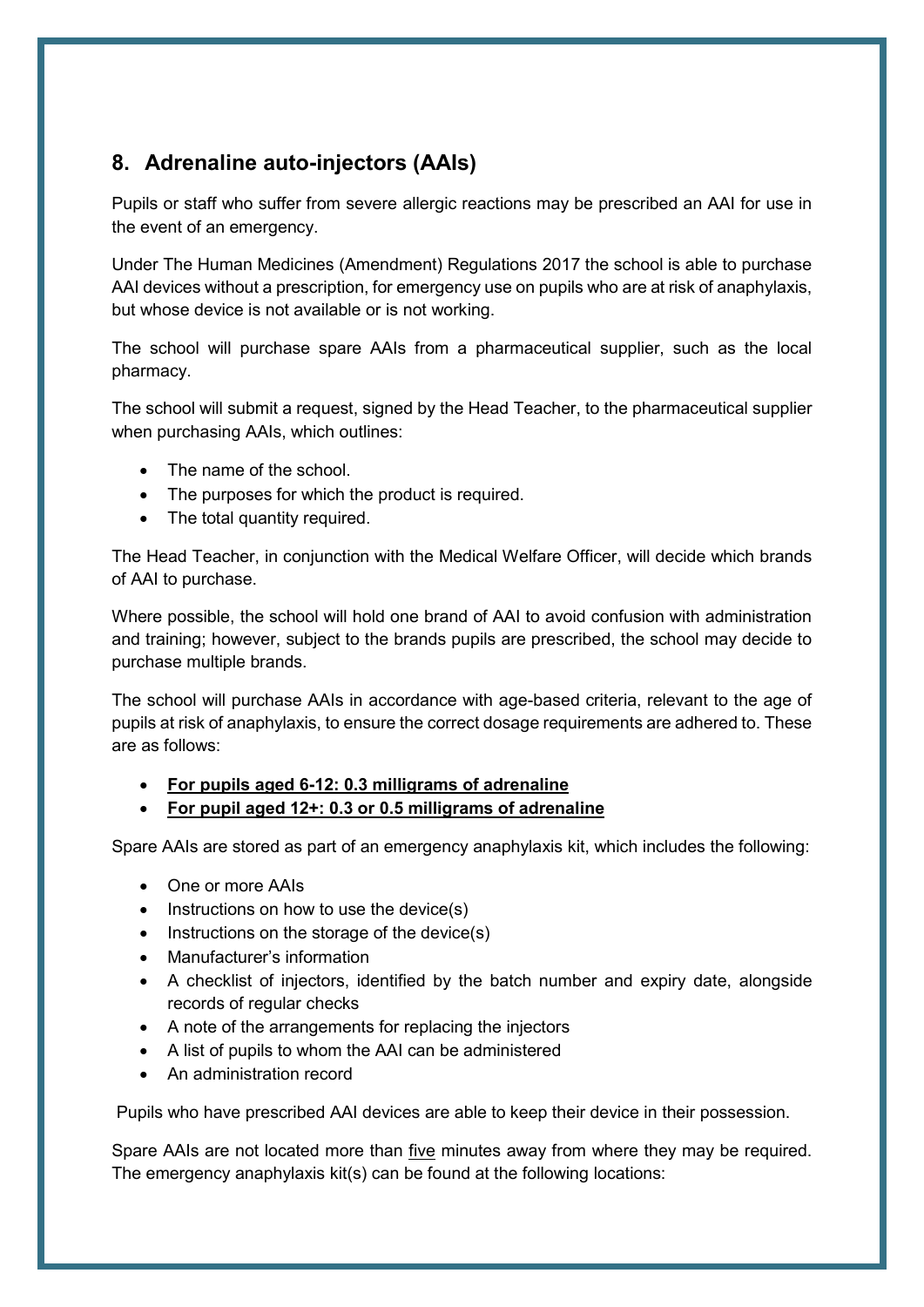## 8. Adrenaline auto-injectors (AAIs)

Pupils or staff who suffer from severe allergic reactions may be prescribed an AAI for use in the event of an emergency.

Under The Human Medicines (Amendment) Regulations 2017 the school is able to purchase AAI devices without a prescription, for emergency use on pupils who are at risk of anaphylaxis, but whose device is not available or is not working.

The school will purchase spare AAIs from a pharmaceutical supplier, such as the local pharmacy.

The school will submit a request, signed by the Head Teacher, to the pharmaceutical supplier when purchasing AAIs, which outlines:

- The name of the school.
- The purposes for which the product is required.
- The total quantity required.

The Head Teacher, in conjunction with the Medical Welfare Officer, will decide which brands of AAI to purchase.

Where possible, the school will hold one brand of AAI to avoid confusion with administration and training; however, subject to the brands pupils are prescribed, the school may decide to purchase multiple brands.

The school will purchase AAIs in accordance with age-based criteria, relevant to the age of pupils at risk of anaphylaxis, to ensure the correct dosage requirements are adhered to. These are as follows:

- <u>**For pupils aged 6-12: 0.3 milligrams of adrenaline**</u>
- <u>**For pupil aged 12+: 0.3 or 0.5 milligrams of adrenaline**</u>

Spare AAIs are stored as part of an emergency anaphylaxis kit, which includes the following:

- One or more AAIs
- Instructions on how to use the device(s)
- Instructions on the storage of the device(s)
- Manufacturer's information
- A checklist of injectors, identified by the batch number and expiry date, alongside records of regular checks
- A note of the arrangements for replacing the injectors
- A list of pupils to whom the AAI can be administered
- An administration record

Pupils who have prescribed AAI devices are able to keep their device in their possession.

Spare AAIs are not located more than <u>five</u> minutes away from where they may be required. The emergency anaphylaxis kit(s) can be found at the following locations: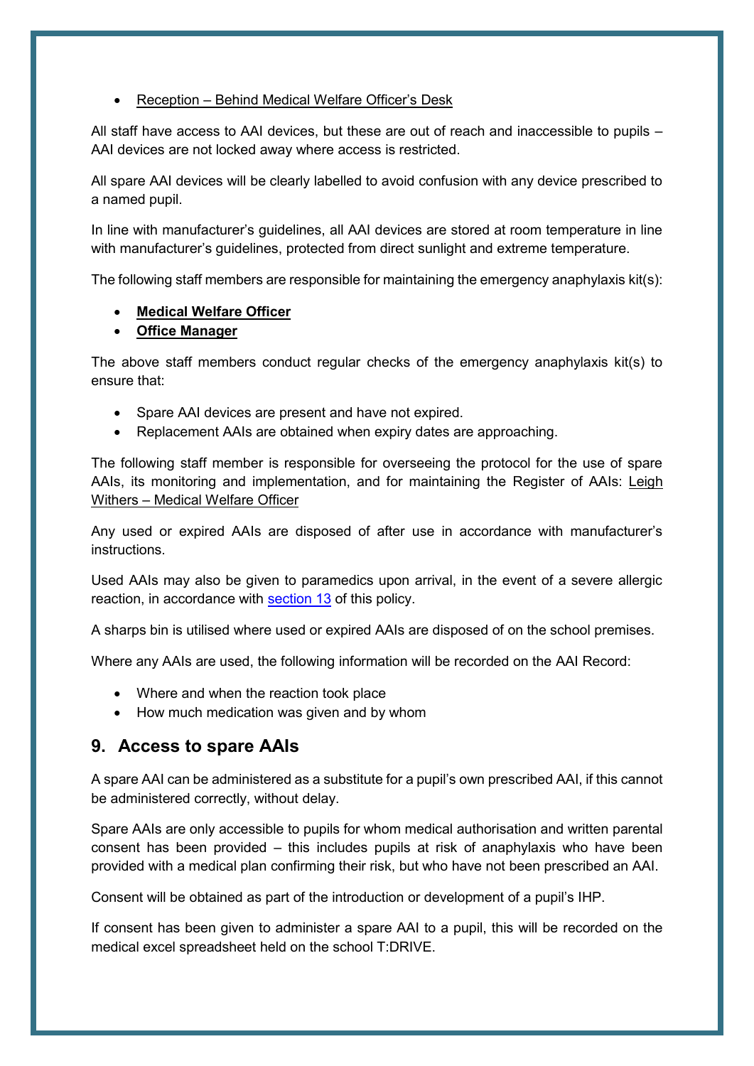- Reception – Behind Medical Welfare Officer's Desk

All staff have access to AAI devices, but these are out of reach and inaccessible to pupils – AAI devices are not locked away where access is restricted.

All spare AAI devices will be clearly labelled to avoid confusion with any device prescribed to a named pupil.

In line with manufacturer's guidelines, all AAI devices are stored at room temperature in line with manufacturer's guidelines, protected from direct sunlight and extreme temperature.

The following staff members are responsible for maintaining the emergency anaphylaxis kit(s):

- **Medical Welfare Officer**
- **Office Manager**

The above staff members conduct regular checks of the emergency anaphylaxis kit(s) to ensure that:

- Spare AAI devices are present and have not expired.
- Replacement AAIs are obtained when expiry dates are approaching.

The following staff member is responsible for overseeing the protocol for the use of spare AAIs, its monitoring and implementation, and for maintaining the Register of AAIs: Leigh Withers – Medical Welfare Officer

Any used or expired AAIs are disposed of after use in accordance with manufacturer's instructions.

Used AAIs may also be given to paramedics upon arrival, in the event of a severe allergic reaction, in accordance with section 13 of this policy.

A sharps bin is utilised where used or expired AAIs are disposed of on the school premises.

Where any AAIs are used, the following information will be recorded on the AAI Record:

- Where and when the reaction took place
- How much medication was given and by whom

## 9. Access to spare AAIs

A spare AAI can be administered as a substitute for a pupil's own prescribed AAI, if this cannot be administered correctly, without delay.

Spare AAIs are only accessible to pupils for whom medical authorisation and written parental consent has been provided – this includes pupils at risk of anaphylaxis who have been provided with a medical plan confirming their risk, but who have not been prescribed an AAI.

Consent will be obtained as part of the introduction or development of a pupil's IHP.

If consent has been given to administer a spare AAI to a pupil, this will be recorded on the medical excel spreadsheet held on the school T:DRIVE.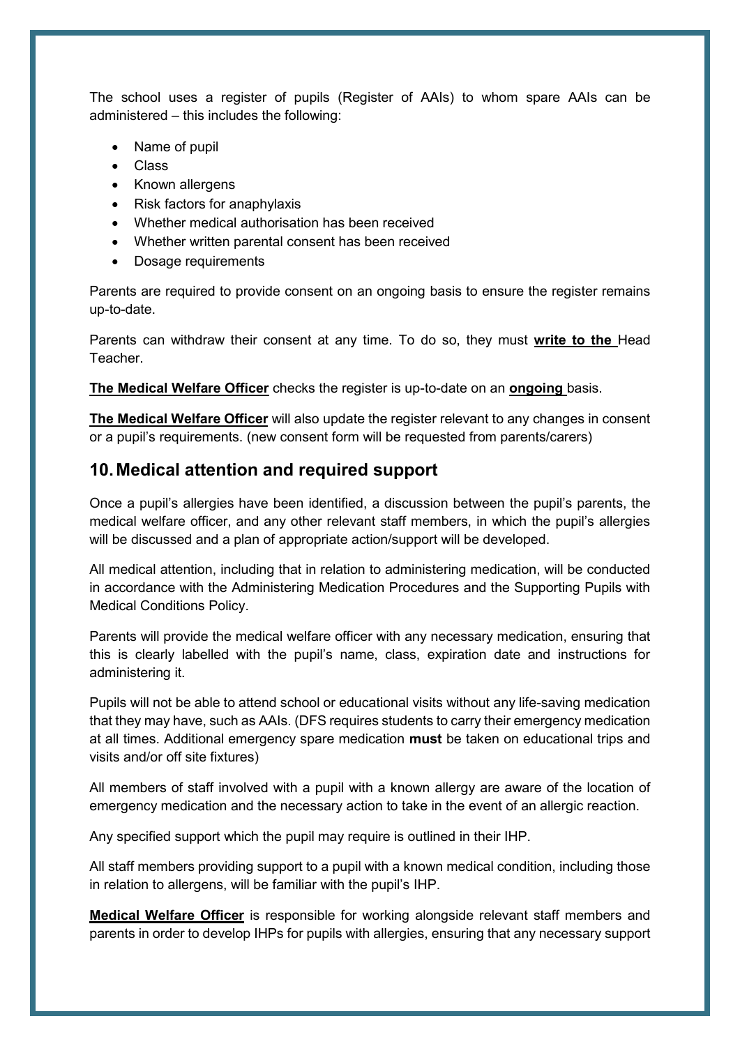The school uses a register of pupils (Register of AAIs) to whom spare AAIs can be administered – this includes the following:

- Name of pupil
- Class
- Known allergens
- Risk factors for anaphylaxis
- Whether medical authorisation has been received
- Whether written parental consent has been received
- Dosage requirements

Parents are required to provide consent on an ongoing basis to ensure the register remains up-to-date.

Parents can withdraw their consent at any time. To do so, they must **write to the** Head Teacher.

**The Medical Welfare Officer** checks the register is up-to-date on an **ongoing** basis.

**The Medical Welfare Officer** will also update the register relevant to any changes in consent or a pupil's requirements. (new consent form will be requested from parents/carers)

## 10. Medical attention and required support

Once a pupil's allergies have been identified, a discussion between the pupil's parents, the medical welfare officer, and any other relevant staff members, in which the pupil's allergies will be discussed and a plan of appropriate action/support will be developed.

All medical attention, including that in relation to administering medication, will be conducted in accordance with the Administering Medication Procedures and the Supporting Pupils with Medical Conditions Policy.

Parents will provide the medical welfare officer with any necessary medication, ensuring that this is clearly labelled with the pupil's name, class, expiration date and instructions for administering it.

Pupils will not be able to attend school or educational visits without any life-saving medication that they may have, such as AAIs. (DFS requires students to carry their emergency medication at all times. Additional emergency spare medication **must** be taken on educational trips and visits and/or off site fixtures)

All members of staff involved with a pupil with a known allergy are aware of the location of emergency medication and the necessary action to take in the event of an allergic reaction.

Any specified support which the pupil may require is outlined in their IHP.

All staff members providing support to a pupil with a known medical condition, including those in relation to allergens, will be familiar with the pupil's IHP.

**Medical Welfare Officer** is responsible for working alongside relevant staff members and parents in order to develop IHPs for pupils with allergies, ensuring that any necessary support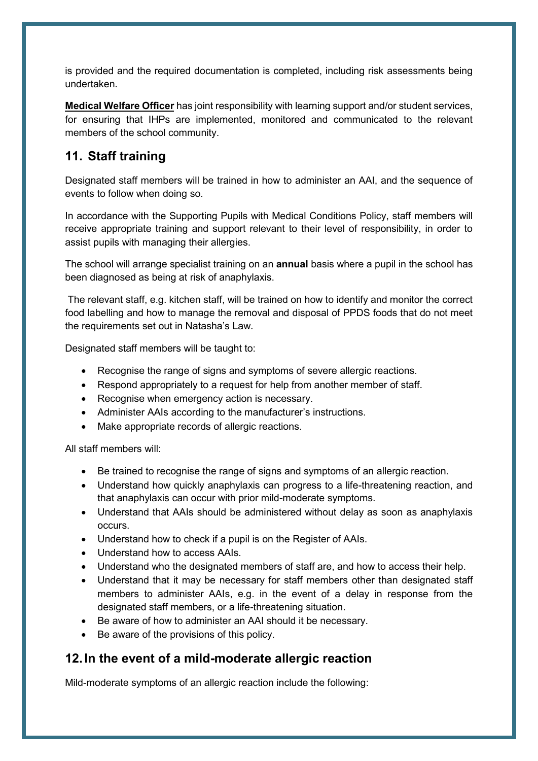is provided and the required documentation is completed, including risk assessments being undertaken.

**Medical Welfare Officer** has joint responsibility with learning support and/or student services, for ensuring that IHPs are implemented, monitored and communicated to the relevant members of the school community.

## 11. Staff training

Designated staff members will be trained in how to administer an AAI, and the sequence of events to follow when doing so.

In accordance with the Supporting Pupils with Medical Conditions Policy, staff members will receive appropriate training and support relevant to their level of responsibility, in order to assist pupils with managing their allergies.

The school will arrange specialist training on an **annual** basis where a pupil in the school has been diagnosed as being at risk of anaphylaxis.

The relevant staff, e.g. kitchen staff, will be trained on how to identify and monitor the correct food labelling and how to manage the removal and disposal of PPDS foods that do not meet the requirements set out in Natasha's Law.

Designated staff members will be taught to:

- Recognise the range of signs and symptoms of severe allergic reactions.
- Respond appropriately to a request for help from another member of staff.
- Recognise when emergency action is necessary.
- Administer AAIs according to the manufacturer's instructions.
- Make appropriate records of allergic reactions.

All staff members will:

- Be trained to recognise the range of signs and symptoms of an allergic reaction.
- Understand how quickly anaphylaxis can progress to a life-threatening reaction, and that anaphylaxis can occur with prior mild-moderate symptoms.
- Understand that AAIs should be administered without delay as soon as anaphylaxis occurs.
- Understand how to check if a pupil is on the Register of AAIs.
- Understand how to access AAIs.
- Understand who the designated members of staff are, and how to access their help.
- Understand that it may be necessary for staff members other than designated staff members to administer AAIs, e.g. in the event of a delay in response from the designated staff members, or a life-threatening situation.
- Be aware of how to administer an AAI should it be necessary.
- Be aware of the provisions of this policy.

## 12. In the event of a mild-moderate allergic reaction

Mild-moderate symptoms of an allergic reaction include the following: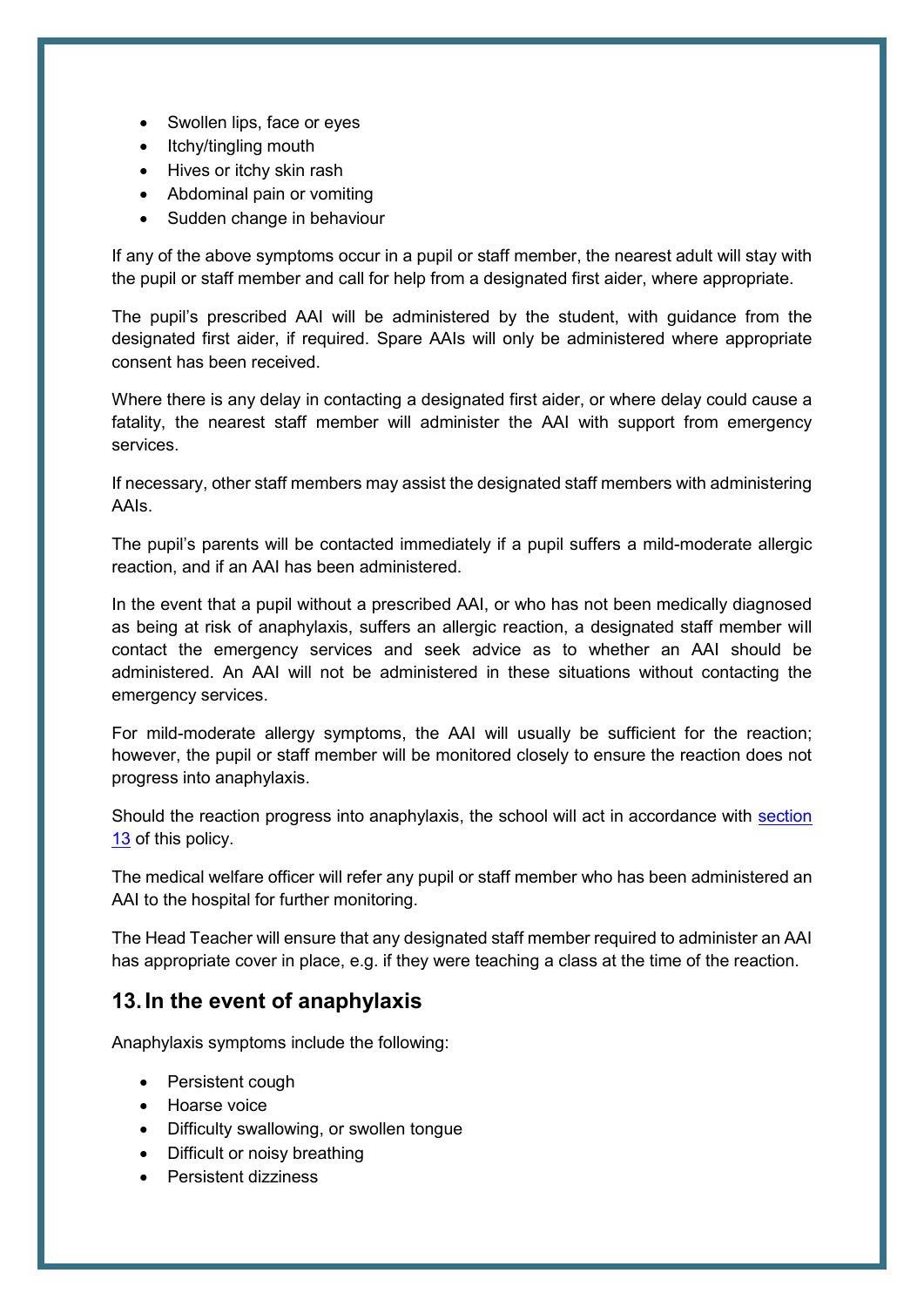- Swollen lips, face or eyes
- Itchy/tingling mouth
- Hives or itchy skin rash
- Abdominal pain or vomiting
- Sudden change in behaviour

If any of the above symptoms occur in a pupil or staff member, the nearest adult will stay with the pupil or staff member and call for help from a designated first aider, where appropriate.

The pupil's prescribed AAI will be administered by the student, with guidance from the designated first aider, if required. Spare AAIs will only be administered where appropriate consent has been received.

Where there is any delay in contacting a designated first aider, or where delay could cause a fatality, the nearest staff member will administer the AAI with support from emergency services.

If necessary, other staff members may assist the designated staff members with administering AAIs.

The pupil's parents will be contacted immediately if a pupil suffers a mild-moderate allergic reaction, and if an AAI has been administered.

In the event that a pupil without a prescribed AAI, or who has not been medically diagnosed as being at risk of anaphylaxis, suffers an allergic reaction, a designated staff member will contact the emergency services and seek advice as to whether an AAI should be administered. An AAI will not be administered in these situations without contacting the emergency services.

For mild-moderate allergy symptoms, the AAI will usually be sufficient for the reaction; however, the pupil or staff member will be monitored closely to ensure the reaction does not progress into anaphylaxis.

Should the reaction progress into anaphylaxis, the school will act in accordance with section 13 of this policy.

The medical welfare officer will refer any pupil or staff member who has been administered an AAI to the hospital for further monitoring.

The Head Teacher will ensure that any designated staff member required to administer an AAI has appropriate cover in place, e.g. if they were teaching a class at the time of the reaction.

## 13. In the event of anaphylaxis

Anaphylaxis symptoms include the following:

- Persistent cough
- Hoarse voice
- Difficulty swallowing, or swollen tongue
- Difficult or noisy breathing
- Persistent dizziness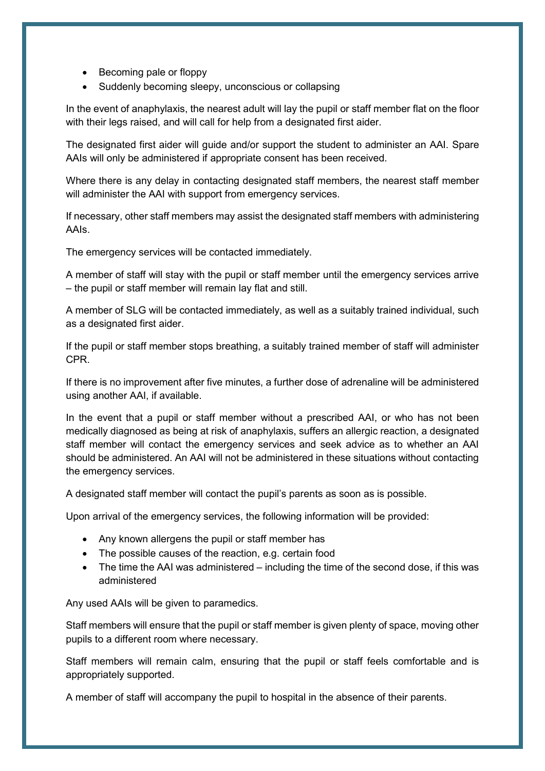- Becoming pale or floppy
- Suddenly becoming sleepy, unconscious or collapsing

In the event of anaphylaxis, the nearest adult will lay the pupil or staff member flat on the floor with their legs raised, and will call for help from a designated first aider.

The designated first aider will guide and/or support the student to administer an AAI. Spare AAIs will only be administered if appropriate consent has been received.

Where there is any delay in contacting designated staff members, the nearest staff member will administer the AAI with support from emergency services.

If necessary, other staff members may assist the designated staff members with administering AAIs.

The emergency services will be contacted immediately.

A member of staff will stay with the pupil or staff member until the emergency services arrive – the pupil or staff member will remain lay flat and still.

A member of SLG will be contacted immediately, as well as a suitably trained individual, such as a designated first aider.

If the pupil or staff member stops breathing, a suitably trained member of staff will administer CPR.

If there is no improvement after five minutes, a further dose of adrenaline will be administered using another AAI, if available.

In the event that a pupil or staff member without a prescribed AAI, or who has not been medically diagnosed as being at risk of anaphylaxis, suffers an allergic reaction, a designated staff member will contact the emergency services and seek advice as to whether an AAI should be administered. An AAI will not be administered in these situations without contacting the emergency services.

A designated staff member will contact the pupil's parents as soon as is possible.

Upon arrival of the emergency services, the following information will be provided:

- Any known allergens the pupil or staff member has
- The possible causes of the reaction, e.g. certain food
- The time the AAI was administered – including the time of the second dose, if this was administered

Any used AAIs will be given to paramedics.

Staff members will ensure that the pupil or staff member is given plenty of space, moving other pupils to a different room where necessary.

Staff members will remain calm, ensuring that the pupil or staff feels comfortable and is appropriately supported.

A member of staff will accompany the pupil to hospital in the absence of their parents.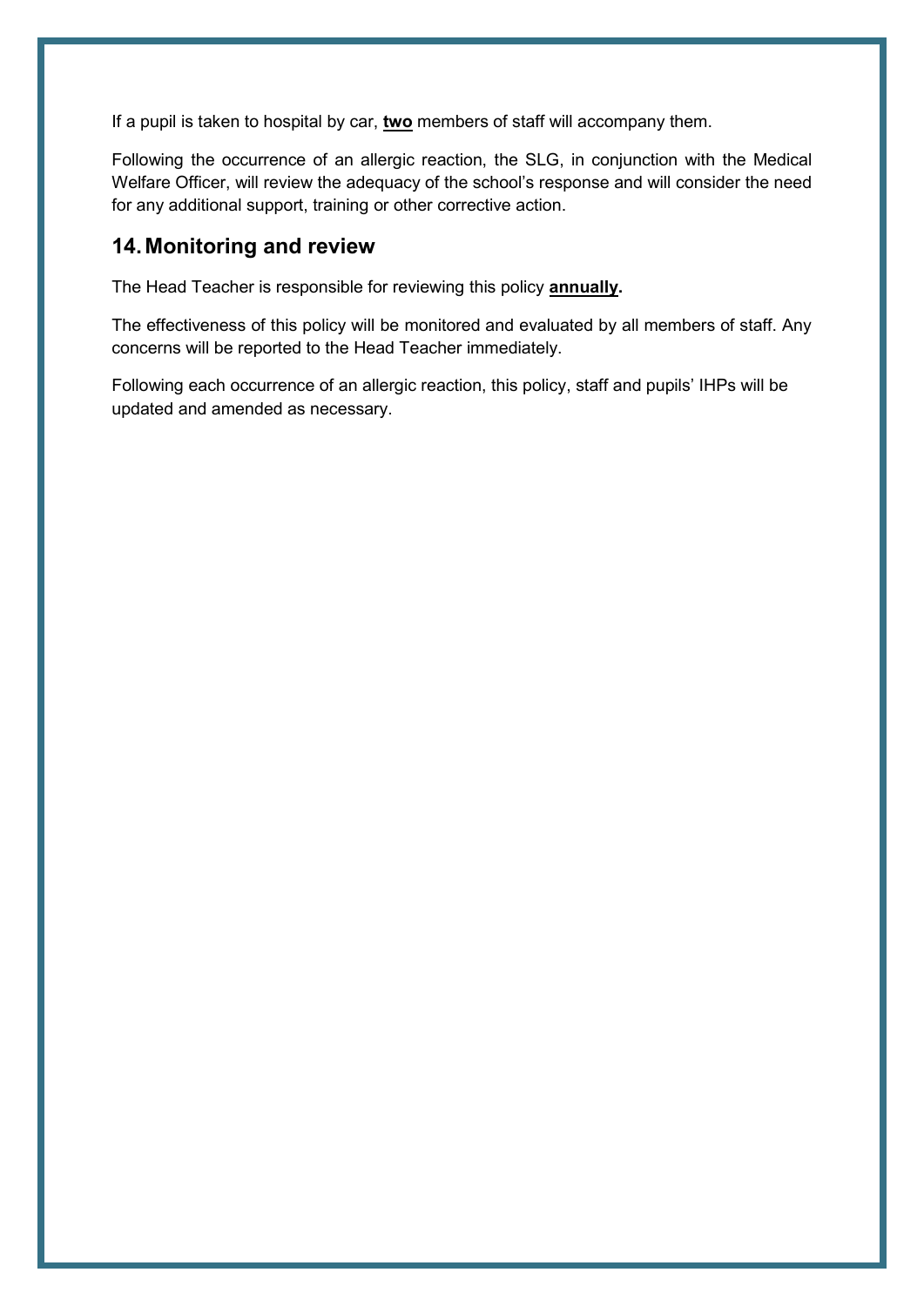If a pupil is taken to hospital by car, **two** members of staff will accompany them.

Following the occurrence of an allergic reaction, the SLG, in conjunction with the Medical Welfare Officer, will review the adequacy of the school's response and will consider the need for any additional support, training or other corrective action.

## 14. Monitoring and review

The Head Teacher is responsible for reviewing this policy **annually.**

The effectiveness of this policy will be monitored and evaluated by all members of staff. Any concerns will be reported to the Head Teacher immediately.

Following each occurrence of an allergic reaction, this policy, staff and pupils' IHPs will be updated and amended as necessary.